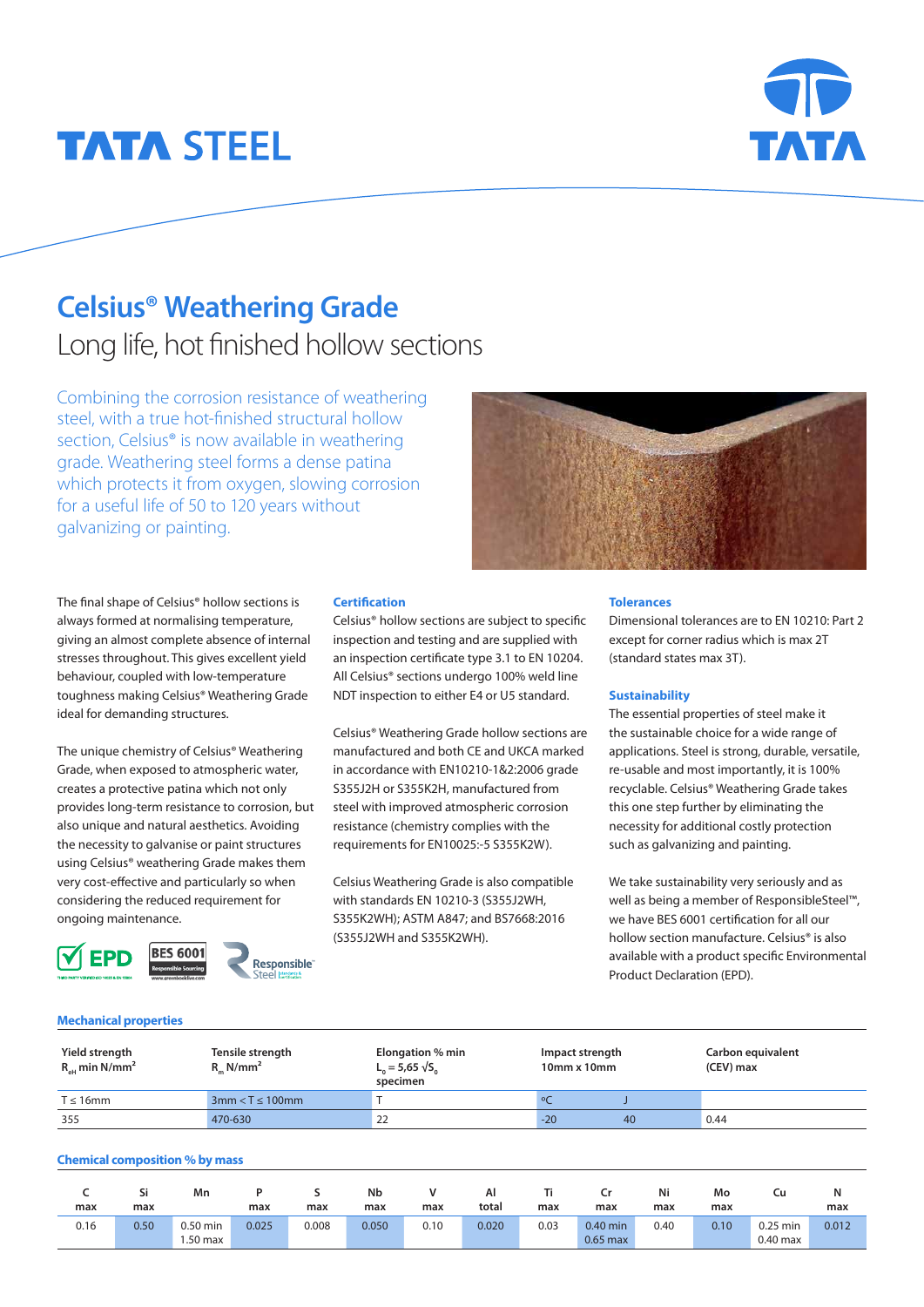# Celsius® Weathering Grade

## Long life, hot finished hollow sections

Combining the corrosion resistance of weathering steel, with a true hot-finished structural hollow section, Celsius® is now available in weathering grade. Weathering steel forms a dense patina which protects it from oxygen, slowing corrosion for a useful life of 50 to 120 years without galvanizing or painting.

The final shape of Celsius® hollow sections is always formed at normalising temperature, giving an almost complete absence of internal stresses throughout. This gives excellent yield behaviour, coupled with low-temperature toughness making Celsius® Weathering Grade ideal for demanding structures.

The unique chemistry of Celsius® Weathering Grade, when exposed to atmospheric water, creates a protective patina which not only provides long-term resistance to corrosion, but also unique and natural aesthetics. Avoiding the necessity to galvanise or paint structures using Celsius® weathering Grade makes them very cost-effective and particularly so when considering the reduced requirement for ongoing maintenance.

### Certification

Celsius® hollow sections are subject to specific inspection and testing and are supplied with an inspection certificate type 3.1 to EN 10204. All Celsius® sections undergo 100% weld line NDT inspection to either E4 or U5 standard.

Celsius® Weathering Grade hollow sections are manufactured and both CE and UKCA marked in accordance with EN10210-1&2:2006 grade S355J2H or S355K2H, manufactured from steel with improved atmospheric corrosion resistance (chemistry complies with the requirements for EN10025:-5 S355K2W).

Celsius Weathering Grade is also compatible with standards EN 10210-3 (S355J2WH, S355K2WH); ASTM A847; and BS7668:2016 (S355J2WH and S355K2WH).

### Tolerances

Dimensional tolerances are to EN 10210: Part 2 except for corner radius which is max 2T (standard states max 3T).

### Sustainability

The essential properties of steel make it the sustainable choice for a wide range of applications. Steel is strong, durable, versatile, re-usable and most importantly, it is 100% recyclable. Celsius® Weathering Grade takes this one step further by eliminating the necessity for additional costly protection such as galvanizing and painting.

We take sustainability very seriously and as well as being a member of ResponsibleSteel™, we have BES 6001 certification for all our hollow section manufacture. Celsius® is also available with a product specific Environmental Product Declaration (EPD).

### Mechanical properties

| Yield strength $R_{eH}$ min N/mm² | Tensile strength $R_m$ N/mm² | Elongation % min $L_o = 5{,}65 \sqrt{S_o}$ specimen | Impact strength 10mm x 10mm | | Carbon equivalent (CEV) max |
|---|---|---|---|---|---|
| T ≤ 16mm | 3mm < T ≤ 100mm | T | °C | J | |
| 355 | 470-630 | 22 | -20 | 40 | 0.44 |

### Chemical composition % by mass

| C max | Si max | Mn | P max | S max | Nb max | V max | Al total | Ti max | Cr max | Ni max | Mo max | Cu | N max |
|---|---|---|---|---|---|---|---|---|---|---|---|---|---|
| 0.16 | 0.50 | 0.50 min 1.50 max | 0.025 | 0.008 | 0.050 | 0.10 | 0.020 | 0.03 | 0.40 min 0.65 max | 0.40 | 0.10 | 0.25 min 0.40 max | 0.012 |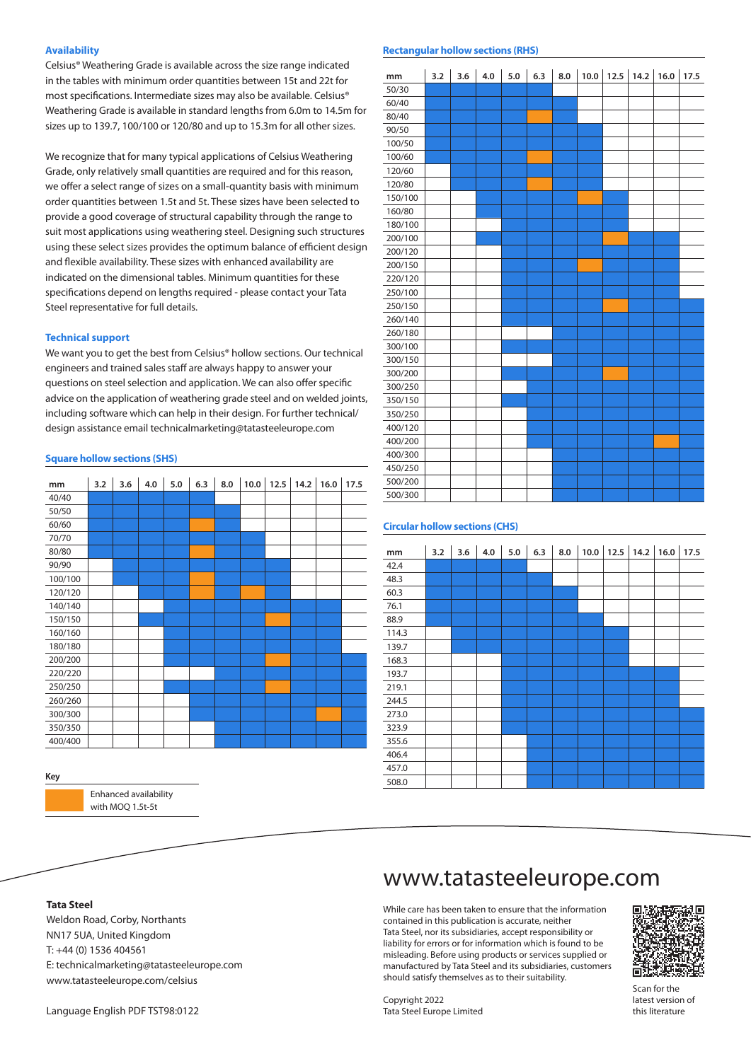### Availability

Celsius® Weathering Grade is available across the size range indicated in the tables with minimum order quantities between 15t and 22t for most specifications. Intermediate sizes may also be available. Celsius® Weathering Grade is available in standard lengths from 6.0m to 14.5m for sizes up to 139.7, 100/100 or 120/80 and up to 15.3m for all other sizes.

We recognize that for many typical applications of Celsius Weathering Grade, only relatively small quantities are required and for this reason, we offer a select range of sizes on a small-quantity basis with minimum order quantities between 1.5t and 5t. These sizes have been selected to provide a good coverage of structural capability through the range to suit most applications using weathering steel. Designing such structures using these select sizes provides the optimum balance of efficient design and flexible availability. These sizes with enhanced availability are indicated on the dimensional tables. Minimum quantities for these specifications depend on lengths required - please contact your Tata Steel representative for full details.

### Technical support

We want you to get the best from Celsius® hollow sections. Our technical engineers and trained sales staff are always happy to answer your questions on steel selection and application. We can also offer specific advice on the application of weathering grade steel and on welded joints, including software which can help in their design. For further technical/design assistance email technicalmarketing@tatasteeleurope.com

### Square hollow sections (SHS)

| mm | 3.2 | 3.6 | 4.0 | 5.0 | 6.3 | 8.0 | 10.0 | 12.5 | 14.2 | 16.0 | 17.5 |
|---|---|---|---|---|---|---|---|---|---|---|---|
| 40/40 | ● | ● | ● | ● | ● | | | | | | |
| 50/50 | ● | ● | ● | ● | ● | | | | | | |
| 60/60 | ● | ● | ● | ● | ◆ | ● | | | | | |
| 70/70 | ● | ● | ● | ● | ● | ● | ● | | | | |
| 80/80 | ● | ● | ● | ● | ◆ | ● | ● | | | | |
| 90/90 | | ● | ● | ● | ● | ● | ● | ● | | | |
| 100/100 | | ● | ● | ● | ◆ | ● | ● | ● | | | |
| 120/120 | | | ● | ● | ◆ | ● | ◆ | ● | | | |
| 140/140 | | | | ● | ● | ● | ● | ● | ● | ● | |
| 150/150 | | | ● | ● | ● | ● | ● | ◆ | ● | ● | |
| 160/160 | | | | ● | ● | ● | ● | ● | ● | ● | |
| 180/180 | | | | ● | ● | ● | ● | ● | ● | ● | |
| 200/200 | | | | ● | ● | ● | ● | ◆ | ● | ● | ● |
| 220/220 | | | | | | ● | ● | ● | ● | ● | ● |
| 250/250 | | | | ● | ● | ● | ● | ◆ | ● | ● | ● |
| 260/260 | | | | | ● | ● | ● | ● | ● | ● | ● |
| 300/300 | | | | | ● | ● | ● | ● | ● | ◆ | ● |
| 350/350 | | | | | | ● | ● | ● | ● | ● | ● |
| 400/400 | | | | | | ● | ● | ● | ● | ● | ● |

**Key**

◆ Enhanced availability with MOQ 1.5t-5t

### Rectangular hollow sections (RHS)

| mm | 3.2 | 3.6 | 4.0 | 5.0 | 6.3 | 8.0 | 10.0 | 12.5 | 14.2 | 16.0 | 17.5 |
|---|---|---|---|---|---|---|---|---|---|---|---|
| 50/30 | ● | ● | ● | ● | ● | | | | | | |
| 60/40 | ● | ● | ● | ● | ● | ● | | | | | |
| 80/40 | ● | ● | ● | ● | ◆ | ● | | | | | |
| 90/50 | ● | ● | ● | ● | ● | ● | ● | | | | |
| 100/50 | ● | ● | ● | ● | ● | ● | ● | | | | |
| 100/60 | ● | ● | ● | ● | ◆ | ● | ● | | | | |
| 120/60 | | ● | ● | ● | ● | ● | ● | | | | |
| 120/80 | | ● | ● | ● | ◆ | ● | ● | | | | |
| 150/100 | | | ● | ● | ● | ● | ◆ | ● | | | |
| 160/80 | | | ● | ● | ● | ● | ● | ● | | | |
| 180/100 | | | | ● | ● | ● | ● | ● | | | |
| 200/100 | | | ● | ● | ● | ● | ● | ◆ | ● | ● | |
| 200/120 | | | | ● | ● | ● | ● | ● | ● | ● | |
| 200/150 | | | | ● | ● | ● | ◆ | ● | ● | ● | |
| 220/120 | | | | ● | ● | ● | ● | ● | ● | ● | |
| 250/100 | | | | ● | ● | ● | ● | ● | ● | ● | |
| 250/150 | | | | ● | ● | ● | ● | ◆ | ● | ● | ● |
| 260/140 | | | | ● | ● | ● | ● | ● | ● | ● | ● |
| 260/180 | | | | | | ● | ● | ● | ● | ● | ● |
| 300/100 | | | | ● | ● | ● | ● | ● | ● | ● | ● |
| 300/150 | | | | | | ● | ● | ● | ● | ● | ● |
| 300/200 | | | | ● | ● | ● | ● | ◆ | ● | ● | ● |
| 300/250 | | | | | ● | ● | ● | ● | ● | ● | ● |
| 350/150 | | | | ● | ● | ● | ● | ● | ● | ● | ● |
| 350/250 | | | | | ● | ● | ● | ● | ● | ● | ● |
| 400/120 | | | | | ● | ● | ● | ● | ● | ● | ● |
| 400/200 | | | | | ● | ● | ● | ● | ● | ◆ | ● |
| 400/300 | | | | | | ● | ● | ● | ● | ● | ● |
| 450/250 | | | | | | ● | ● | ● | ● | ● | ● |
| 500/200 | | | | | | ● | ● | ● | ● | ● | ● |
| 500/300 | | | | | | ● | ● | ● | ● | ● | ● |

### Circular hollow sections (CHS)

| mm | 3.2 | 3.6 | 4.0 | 5.0 | 6.3 | 8.0 | 10.0 | 12.5 | 14.2 | 16.0 | 17.5 |
|---|---|---|---|---|---|---|---|---|---|---|---|
| 42.4 | ● | ● | ● | ● | | | | | | | |
| 48.3 | ● | ● | ● | ● | ● | | | | | | |
| 60.3 | ● | ● | ● | ● | ● | ● | | | | | |
| 76.1 | ● | ● | ● | ● | ● | ● | | | | | |
| 88.9 | ● | ● | ● | ● | ● | ● | ● | | | | |
| 114.3 | | ● | ● | ● | ● | ● | ● | ● | | | |
| 139.7 | | ● | ● | ● | ● | ● | ● | ● | | | |
| 168.3 | | | | ● | ● | ● | ● | ● | | | |
| 193.7 | | | | ● | ● | ● | ● | ● | ● | ● | |
| 219.1 | | | | ● | ● | ● | ● | ● | ● | ● | |
| 244.5 | | | | ● | ● | ● | ● | ● | ● | ● | |
| 273.0 | | | | ● | ● | ● | ● | ● | ● | ● | ● |
| 323.9 | | | | ● | ● | ● | ● | ● | ● | ● | ● |
| 355.6 | | | | | ● | ● | ● | ● | ● | ● | ● |
| 406.4 | | | | | ● | ● | ● | ● | ● | ● | ● |
| 457.0 | | | | | ● | ● | ● | ● | ● | ● | ● |
| 508.0 | | | | | ● | ● | ● | ● | ● | ● | ● |

## www.tatasteeleurope.com

**Tata Steel**
Weldon Road, Corby, Northants
NN17 5UA, United Kingdom
T: +44 (0) 1536 404561
E: technicalmarketing@tatasteeleurope.com
www.tatasteeleurope.com/celsius

While care has been taken to ensure that the information contained in this publication is accurate, neither Tata Steel, nor its subsidiaries, accept responsibility or liability for errors or for information which is found to be misleading. Before using products or services supplied or manufactured by Tata Steel and its subsidiaries, customers should satisfy themselves as to their suitability.

Copyright 2022
Tata Steel Europe Limited

Scan for the latest version of this literature

Language English PDF TST98:0122